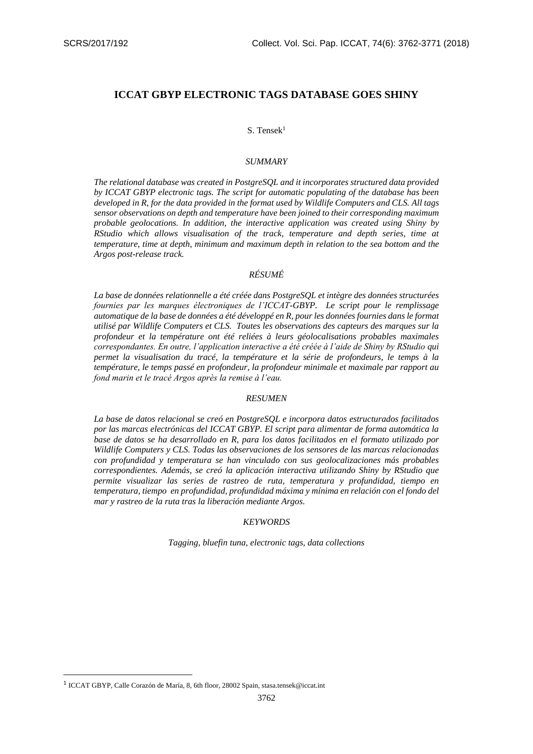# ICCAT GBYP ELECTRONIC TAGS DATABASE GOES SHINY

S. Tensek[1]

## *SUMMARY*

*The relational database was created in PostgreSQL and it incorporates structured data provided by ICCAT GBYP electronic tags. The script for automatic populating of the database has been developed in R, for the data provided in the format used by Wildlife Computers and CLS. All tags sensor observations on depth and temperature have been joined to their corresponding maximum probable geolocations. In addition, the interactive application was created using Shiny by RStudio which allows visualisation of the track, temperature and depth series, time at temperature, time at depth, minimum and maximum depth in relation to the sea bottom and the Argos post-release track.*

## *RÉSUMÉ*

*La base de données relationnelle a été créée dans PostgreSQL et intègre des données structurées fournies par les marques électroniques de l'ICCAT-GBYP. Le script pour le remplissage automatique de la base de données a été développé en R, pour les données fournies dans le format utilisé par Wildlife Computers et CLS. Toutes les observations des capteurs des marques sur la profondeur et la température ont été reliées à leurs géolocalisations probables maximales correspondantes. En outre, l'application interactive a été créée à l'aide de Shiny by RStudio qui permet la visualisation du tracé, la température et la série de profondeurs, le temps à la température, le temps passé en profondeur, la profondeur minimale et maximale par rapport au fond marin et le tracé Argos après la remise à l'eau.*

## *RESUMEN*

*La base de datos relacional se creó en PostgreSQL e incorpora datos estructurados facilitados por las marcas electrónicas del ICCAT GBYP. El script para alimentar de forma automática la base de datos se ha desarrollado en R, para los datos facilitados en el formato utilizado por Wildlife Computers y CLS. Todas las observaciones de los sensores de las marcas relacionadas con profundidad y temperatura se han vinculado con sus geolocalizaciones más probables correspondientes. Además, se creó la aplicación interactiva utilizando Shiny by RStudio que permite visualizar las series de rastreo de ruta, temperatura y profundidad, tiempo en temperatura, tiempo en profundidad, profundidad máxima y mínima en relación con el fondo del mar y rastreo de la ruta tras la liberación mediante Argos.*

## *KEYWORDS*

*Tagging, bluefin tuna, electronic tags, data collections*

---

[1] ICCAT GBYP, Calle Corazón de María, 8, 6th floor, 28002 Spain, stasa.tensek@iccat.int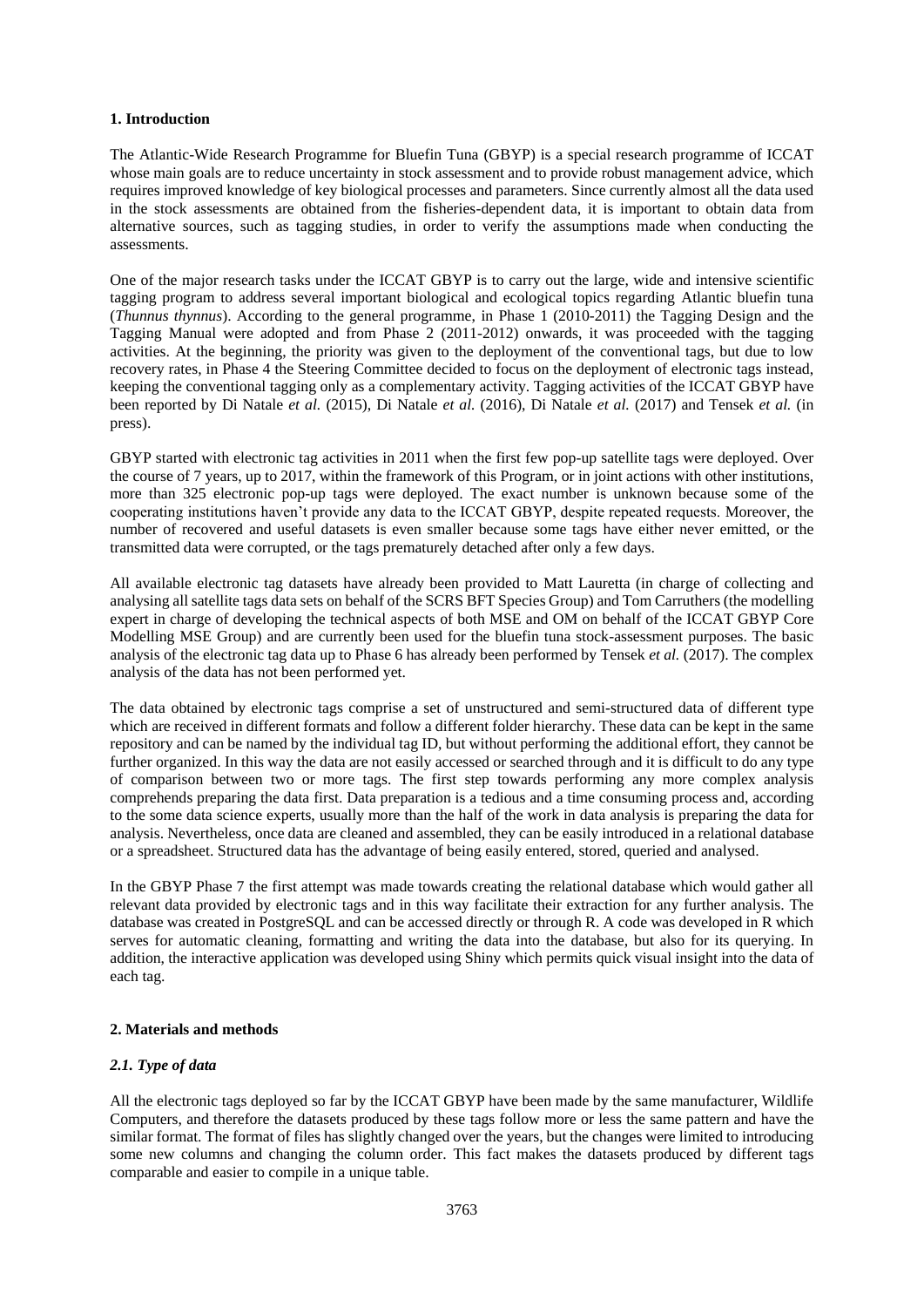## 1. Introduction

The Atlantic-Wide Research Programme for Bluefin Tuna (GBYP) is a special research programme of ICCAT whose main goals are to reduce uncertainty in stock assessment and to provide robust management advice, which requires improved knowledge of key biological processes and parameters. Since currently almost all the data used in the stock assessments are obtained from the fisheries-dependent data, it is important to obtain data from alternative sources, such as tagging studies, in order to verify the assumptions made when conducting the assessments.

One of the major research tasks under the ICCAT GBYP is to carry out the large, wide and intensive scientific tagging program to address several important biological and ecological topics regarding Atlantic bluefin tuna (*Thunnus thynnus*). According to the general programme, in Phase 1 (2010-2011) the Tagging Design and the Tagging Manual were adopted and from Phase 2 (2011-2012) onwards, it was proceeded with the tagging activities. At the beginning, the priority was given to the deployment of the conventional tags, but due to low recovery rates, in Phase 4 the Steering Committee decided to focus on the deployment of electronic tags instead, keeping the conventional tagging only as a complementary activity. Tagging activities of the ICCAT GBYP have been reported by Di Natale *et al.* (2015), Di Natale *et al.* (2016), Di Natale *et al.* (2017) and Tensek *et al.* (in press).

GBYP started with electronic tag activities in 2011 when the first few pop-up satellite tags were deployed. Over the course of 7 years, up to 2017, within the framework of this Program, or in joint actions with other institutions, more than 325 electronic pop-up tags were deployed. The exact number is unknown because some of the cooperating institutions haven't provide any data to the ICCAT GBYP, despite repeated requests. Moreover, the number of recovered and useful datasets is even smaller because some tags have either never emitted, or the transmitted data were corrupted, or the tags prematurely detached after only a few days.

All available electronic tag datasets have already been provided to Matt Lauretta (in charge of collecting and analysing all satellite tags data sets on behalf of the SCRS BFT Species Group) and Tom Carruthers (the modelling expert in charge of developing the technical aspects of both MSE and OM on behalf of the ICCAT GBYP Core Modelling MSE Group) and are currently been used for the bluefin tuna stock-assessment purposes. The basic analysis of the electronic tag data up to Phase 6 has already been performed by Tensek *et al.* (2017). The complex analysis of the data has not been performed yet.

The data obtained by electronic tags comprise a set of unstructured and semi-structured data of different type which are received in different formats and follow a different folder hierarchy. These data can be kept in the same repository and can be named by the individual tag ID, but without performing the additional effort, they cannot be further organized. In this way the data are not easily accessed or searched through and it is difficult to do any type of comparison between two or more tags. The first step towards performing any more complex analysis comprehends preparing the data first. Data preparation is a tedious and a time consuming process and, according to the some data science experts, usually more than the half of the work in data analysis is preparing the data for analysis. Nevertheless, once data are cleaned and assembled, they can be easily introduced in a relational database or a spreadsheet. Structured data has the advantage of being easily entered, stored, queried and analysed.

In the GBYP Phase 7 the first attempt was made towards creating the relational database which would gather all relevant data provided by electronic tags and in this way facilitate their extraction for any further analysis. The database was created in PostgreSQL and can be accessed directly or through R. A code was developed in R which serves for automatic cleaning, formatting and writing the data into the database, but also for its querying. In addition, the interactive application was developed using Shiny which permits quick visual insight into the data of each tag.

## 2. Materials and methods

### *2.1. Type of data*

All the electronic tags deployed so far by the ICCAT GBYP have been made by the same manufacturer, Wildlife Computers, and therefore the datasets produced by these tags follow more or less the same pattern and have the similar format. The format of files has slightly changed over the years, but the changes were limited to introducing some new columns and changing the column order. This fact makes the datasets produced by different tags comparable and easier to compile in a unique table.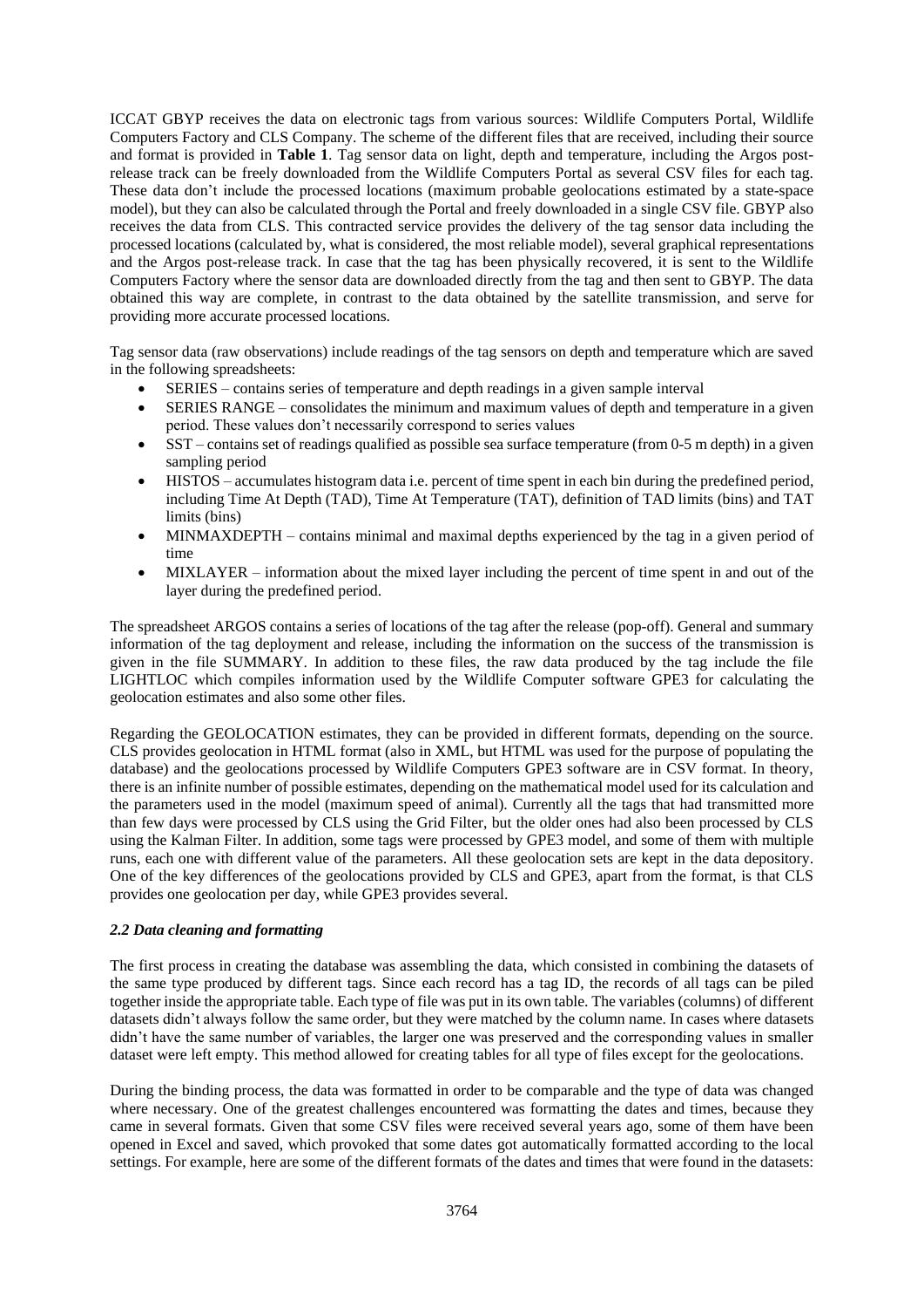ICCAT GBYP receives the data on electronic tags from various sources: Wildlife Computers Portal, Wildlife Computers Factory and CLS Company. The scheme of the different files that are received, including their source and format is provided in **Table 1**. Tag sensor data on light, depth and temperature, including the Argos post-release track can be freely downloaded from the Wildlife Computers Portal as several CSV files for each tag. These data don't include the processed locations (maximum probable geolocations estimated by a state-space model), but they can also be calculated through the Portal and freely downloaded in a single CSV file. GBYP also receives the data from CLS. This contracted service provides the delivery of the tag sensor data including the processed locations (calculated by, what is considered, the most reliable model), several graphical representations and the Argos post-release track. In case that the tag has been physically recovered, it is sent to the Wildlife Computers Factory where the sensor data are downloaded directly from the tag and then sent to GBYP. The data obtained this way are complete, in contrast to the data obtained by the satellite transmission, and serve for providing more accurate processed locations.

Tag sensor data (raw observations) include readings of the tag sensors on depth and temperature which are saved in the following spreadsheets:

- SERIES – contains series of temperature and depth readings in a given sample interval
- SERIES RANGE – consolidates the minimum and maximum values of depth and temperature in a given period. These values don't necessarily correspond to series values
- SST – contains set of readings qualified as possible sea surface temperature (from 0-5 m depth) in a given sampling period
- HISTOS – accumulates histogram data i.e. percent of time spent in each bin during the predefined period, including Time At Depth (TAD), Time At Temperature (TAT), definition of TAD limits (bins) and TAT limits (bins)
- MINMAXDEPTH – contains minimal and maximal depths experienced by the tag in a given period of time
- MIXLAYER – information about the mixed layer including the percent of time spent in and out of the layer during the predefined period.

The spreadsheet ARGOS contains a series of locations of the tag after the release (pop-off). General and summary information of the tag deployment and release, including the information on the success of the transmission is given in the file SUMMARY. In addition to these files, the raw data produced by the tag include the file LIGHTLOC which compiles information used by the Wildlife Computer software GPE3 for calculating the geolocation estimates and also some other files.

Regarding the GEOLOCATION estimates, they can be provided in different formats, depending on the source. CLS provides geolocation in HTML format (also in XML, but HTML was used for the purpose of populating the database) and the geolocations processed by Wildlife Computers GPE3 software are in CSV format. In theory, there is an infinite number of possible estimates, depending on the mathematical model used for its calculation and the parameters used in the model (maximum speed of animal). Currently all the tags that had transmitted more than few days were processed by CLS using the Grid Filter, but the older ones had also been processed by CLS using the Kalman Filter. In addition, some tags were processed by GPE3 model, and some of them with multiple runs, each one with different value of the parameters. All these geolocation sets are kept in the data depository. One of the key differences of the geolocations provided by CLS and GPE3, apart from the format, is that CLS provides one geolocation per day, while GPE3 provides several.

### *2.2 Data cleaning and formatting*

The first process in creating the database was assembling the data, which consisted in combining the datasets of the same type produced by different tags. Since each record has a tag ID, the records of all tags can be piled together inside the appropriate table. Each type of file was put in its own table. The variables (columns) of different datasets didn't always follow the same order, but they were matched by the column name. In cases where datasets didn't have the same number of variables, the larger one was preserved and the corresponding values in smaller dataset were left empty. This method allowed for creating tables for all type of files except for the geolocations.

During the binding process, the data was formatted in order to be comparable and the type of data was changed where necessary. One of the greatest challenges encountered was formatting the dates and times, because they came in several formats. Given that some CSV files were received several years ago, some of them have been opened in Excel and saved, which provoked that some dates got automatically formatted according to the local settings. For example, here are some of the different formats of the dates and times that were found in the datasets: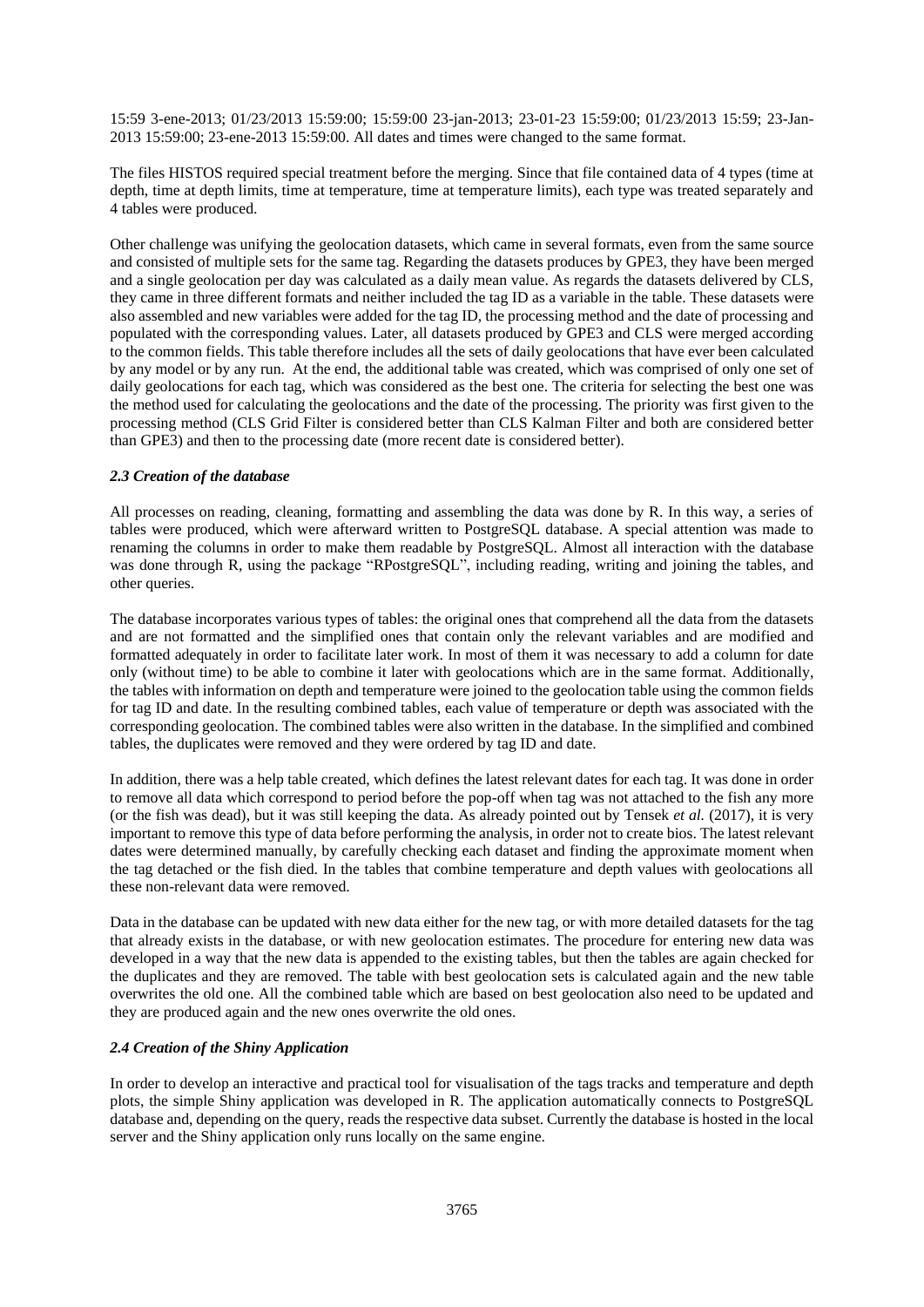15:59 3-ene-2013; 01/23/2013 15:59:00; 15:59:00 23-jan-2013; 23-01-23 15:59:00; 01/23/2013 15:59; 23-Jan-2013 15:59:00; 23-ene-2013 15:59:00. All dates and times were changed to the same format.

The files HISTOS required special treatment before the merging. Since that file contained data of 4 types (time at depth, time at depth limits, time at temperature, time at temperature limits), each type was treated separately and 4 tables were produced.

Other challenge was unifying the geolocation datasets, which came in several formats, even from the same source and consisted of multiple sets for the same tag. Regarding the datasets produces by GPE3, they have been merged and a single geolocation per day was calculated as a daily mean value. As regards the datasets delivered by CLS, they came in three different formats and neither included the tag ID as a variable in the table. These datasets were also assembled and new variables were added for the tag ID, the processing method and the date of processing and populated with the corresponding values. Later, all datasets produced by GPE3 and CLS were merged according to the common fields. This table therefore includes all the sets of daily geolocations that have ever been calculated by any model or by any run. At the end, the additional table was created, which was comprised of only one set of daily geolocations for each tag, which was considered as the best one. The criteria for selecting the best one was the method used for calculating the geolocations and the date of the processing. The priority was first given to the processing method (CLS Grid Filter is considered better than CLS Kalman Filter and both are considered better than GPE3) and then to the processing date (more recent date is considered better).

### *2.3 Creation of the database*

All processes on reading, cleaning, formatting and assembling the data was done by R. In this way, a series of tables were produced, which were afterward written to PostgreSQL database. A special attention was made to renaming the columns in order to make them readable by PostgreSQL. Almost all interaction with the database was done through R, using the package "RPostgreSQL", including reading, writing and joining the tables, and other queries.

The database incorporates various types of tables: the original ones that comprehend all the data from the datasets and are not formatted and the simplified ones that contain only the relevant variables and are modified and formatted adequately in order to facilitate later work. In most of them it was necessary to add a column for date only (without time) to be able to combine it later with geolocations which are in the same format. Additionally, the tables with information on depth and temperature were joined to the geolocation table using the common fields for tag ID and date. In the resulting combined tables, each value of temperature or depth was associated with the corresponding geolocation. The combined tables were also written in the database. In the simplified and combined tables, the duplicates were removed and they were ordered by tag ID and date.

In addition, there was a help table created, which defines the latest relevant dates for each tag. It was done in order to remove all data which correspond to period before the pop-off when tag was not attached to the fish any more (or the fish was dead), but it was still keeping the data. As already pointed out by Tensek *et al.* (2017), it is very important to remove this type of data before performing the analysis, in order not to create bios. The latest relevant dates were determined manually, by carefully checking each dataset and finding the approximate moment when the tag detached or the fish died. In the tables that combine temperature and depth values with geolocations all these non-relevant data were removed.

Data in the database can be updated with new data either for the new tag, or with more detailed datasets for the tag that already exists in the database, or with new geolocation estimates. The procedure for entering new data was developed in a way that the new data is appended to the existing tables, but then the tables are again checked for the duplicates and they are removed. The table with best geolocation sets is calculated again and the new table overwrites the old one. All the combined table which are based on best geolocation also need to be updated and they are produced again and the new ones overwrite the old ones.

### *2.4 Creation of the Shiny Application*

In order to develop an interactive and practical tool for visualisation of the tags tracks and temperature and depth plots, the simple Shiny application was developed in R. The application automatically connects to PostgreSQL database and, depending on the query, reads the respective data subset. Currently the database is hosted in the local server and the Shiny application only runs locally on the same engine.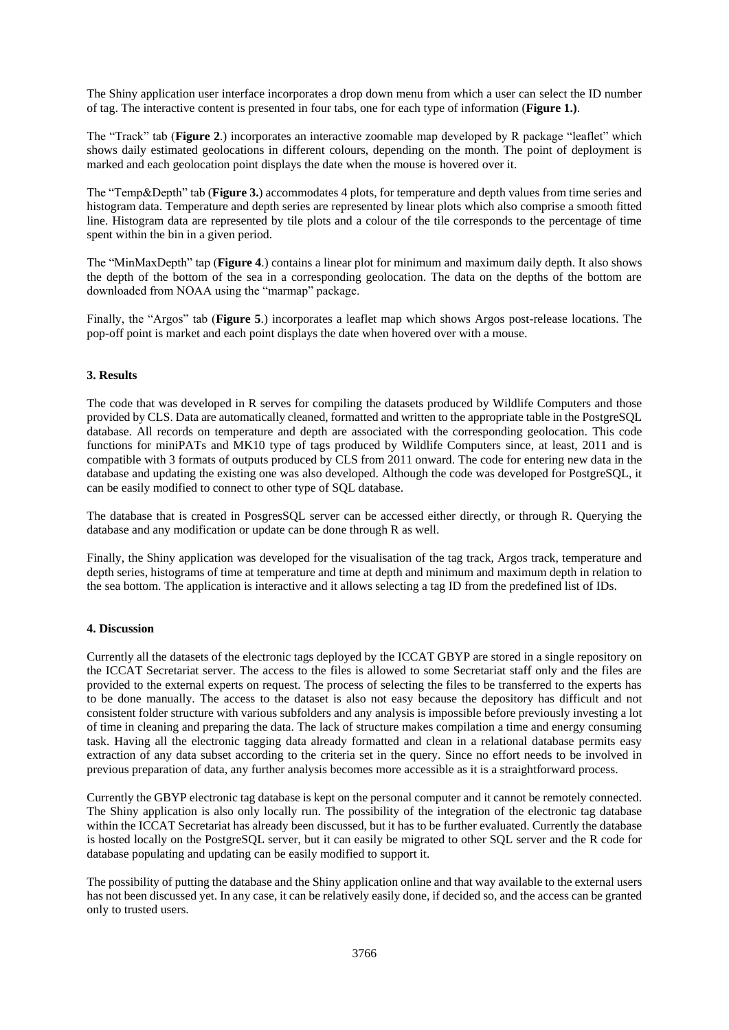The Shiny application user interface incorporates a drop down menu from which a user can select the ID number of tag. The interactive content is presented in four tabs, one for each type of information (**Figure 1.)**.

The "Track" tab (**Figure 2**.) incorporates an interactive zoomable map developed by R package "leaflet" which shows daily estimated geolocations in different colours, depending on the month. The point of deployment is marked and each geolocation point displays the date when the mouse is hovered over it.

The "Temp&Depth" tab (**Figure 3.**) accommodates 4 plots, for temperature and depth values from time series and histogram data. Temperature and depth series are represented by linear plots which also comprise a smooth fitted line. Histogram data are represented by tile plots and a colour of the tile corresponds to the percentage of time spent within the bin in a given period.

The "MinMaxDepth" tap (**Figure 4**.) contains a linear plot for minimum and maximum daily depth. It also shows the depth of the bottom of the sea in a corresponding geolocation. The data on the depths of the bottom are downloaded from NOAA using the "marmap" package.

Finally, the "Argos" tab (**Figure 5**.) incorporates a leaflet map which shows Argos post-release locations. The pop-off point is market and each point displays the date when hovered over with a mouse.

## 3. Results

The code that was developed in R serves for compiling the datasets produced by Wildlife Computers and those provided by CLS. Data are automatically cleaned, formatted and written to the appropriate table in the PostgreSQL database. All records on temperature and depth are associated with the corresponding geolocation. This code functions for miniPATs and MK10 type of tags produced by Wildlife Computers since, at least, 2011 and is compatible with 3 formats of outputs produced by CLS from 2011 onward. The code for entering new data in the database and updating the existing one was also developed. Although the code was developed for PostgreSQL, it can be easily modified to connect to other type of SQL database.

The database that is created in PosgresSQL server can be accessed either directly, or through R. Querying the database and any modification or update can be done through R as well.

Finally, the Shiny application was developed for the visualisation of the tag track, Argos track, temperature and depth series, histograms of time at temperature and time at depth and minimum and maximum depth in relation to the sea bottom. The application is interactive and it allows selecting a tag ID from the predefined list of IDs.

## 4. Discussion

Currently all the datasets of the electronic tags deployed by the ICCAT GBYP are stored in a single repository on the ICCAT Secretariat server. The access to the files is allowed to some Secretariat staff only and the files are provided to the external experts on request. The process of selecting the files to be transferred to the experts has to be done manually. The access to the dataset is also not easy because the depository has difficult and not consistent folder structure with various subfolders and any analysis is impossible before previously investing a lot of time in cleaning and preparing the data. The lack of structure makes compilation a time and energy consuming task. Having all the electronic tagging data already formatted and clean in a relational database permits easy extraction of any data subset according to the criteria set in the query. Since no effort needs to be involved in previous preparation of data, any further analysis becomes more accessible as it is a straightforward process.

Currently the GBYP electronic tag database is kept on the personal computer and it cannot be remotely connected. The Shiny application is also only locally run. The possibility of the integration of the electronic tag database within the ICCAT Secretariat has already been discussed, but it has to be further evaluated. Currently the database is hosted locally on the PostgreSQL server, but it can easily be migrated to other SQL server and the R code for database populating and updating can be easily modified to support it.

The possibility of putting the database and the Shiny application online and that way available to the external users has not been discussed yet. In any case, it can be relatively easily done, if decided so, and the access can be granted only to trusted users.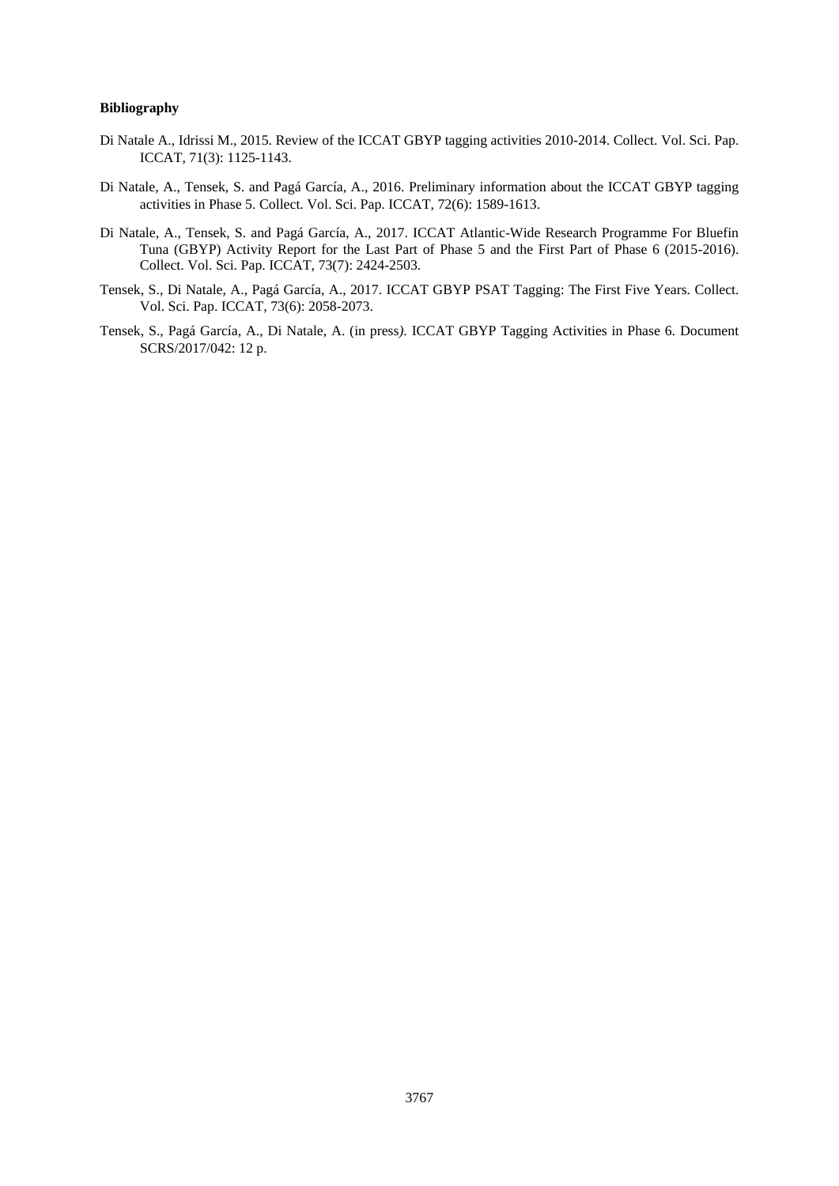**Bibliography**

Di Natale A., Idrissi M., 2015. Review of the ICCAT GBYP tagging activities 2010-2014. Collect. Vol. Sci. Pap. ICCAT, 71(3): 1125-1143.

Di Natale, A., Tensek, S. and Pagá García, A., 2016. Preliminary information about the ICCAT GBYP tagging activities in Phase 5. Collect. Vol. Sci. Pap. ICCAT, 72(6): 1589-1613.

Di Natale, A., Tensek, S. and Pagá García, A., 2017. ICCAT Atlantic-Wide Research Programme For Bluefin Tuna (GBYP) Activity Report for the Last Part of Phase 5 and the First Part of Phase 6 (2015-2016). Collect. Vol. Sci. Pap. ICCAT, 73(7): 2424-2503.

Tensek, S., Di Natale, A., Pagá García, A., 2017. ICCAT GBYP PSAT Tagging: The First Five Years. Collect. Vol. Sci. Pap. ICCAT, 73(6): 2058-2073.

Tensek, S., Pagá García, A., Di Natale, A. (in press*)*. ICCAT GBYP Tagging Activities in Phase 6. Document SCRS/2017/042: 12 p.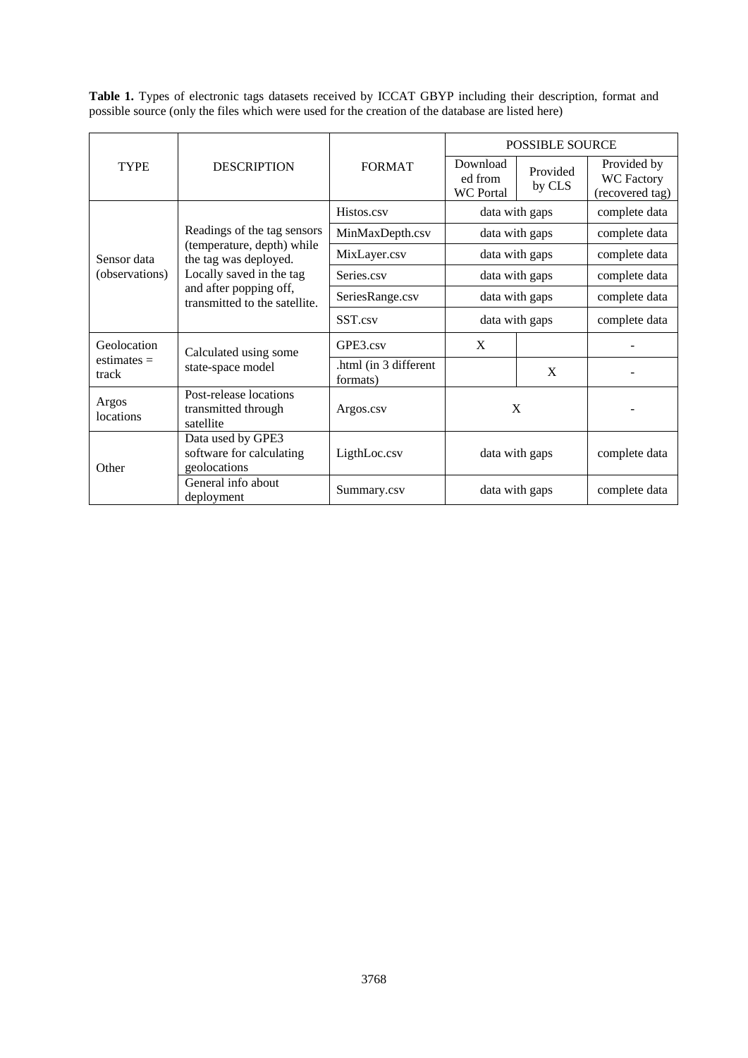**Table 1.** Types of electronic tags datasets received by ICCAT GBYP including their description, format and possible source (only the files which were used for the creation of the database are listed here)

| TYPE | DESCRIPTION | FORMAT | POSSIBLE SOURCE | | |
|---|---|---|---|---|---|
| | | | Downloaded from WC Portal | Provided by CLS | Provided by WC Factory (recovered tag) |
| Sensor data (observations) | Readings of the tag sensors (temperature, depth) while the tag was deployed. Locally saved in the tag and after popping off, transmitted to the satellite. | Histos.csv | data with gaps | | complete data |
| | | MinMaxDepth.csv | data with gaps | | complete data |
| | | MixLayer.csv | data with gaps | | complete data |
| | | Series.csv | data with gaps | | complete data |
| | | SeriesRange.csv | data with gaps | | complete data |
| | | SST.csv | data with gaps | | complete data |
| Geolocation estimates = track | Calculated using some state-space model | GPE3.csv | X | | - |
| | | .html (in 3 different formats) | | X | - |
| Argos locations | Post-release locations transmitted through satellite | Argos.csv | X | | - |
| Other | Data used by GPE3 software for calculating geolocations | LigthLoc.csv | data with gaps | | complete data |
| | General info about deployment | Summary.csv | data with gaps | | complete data |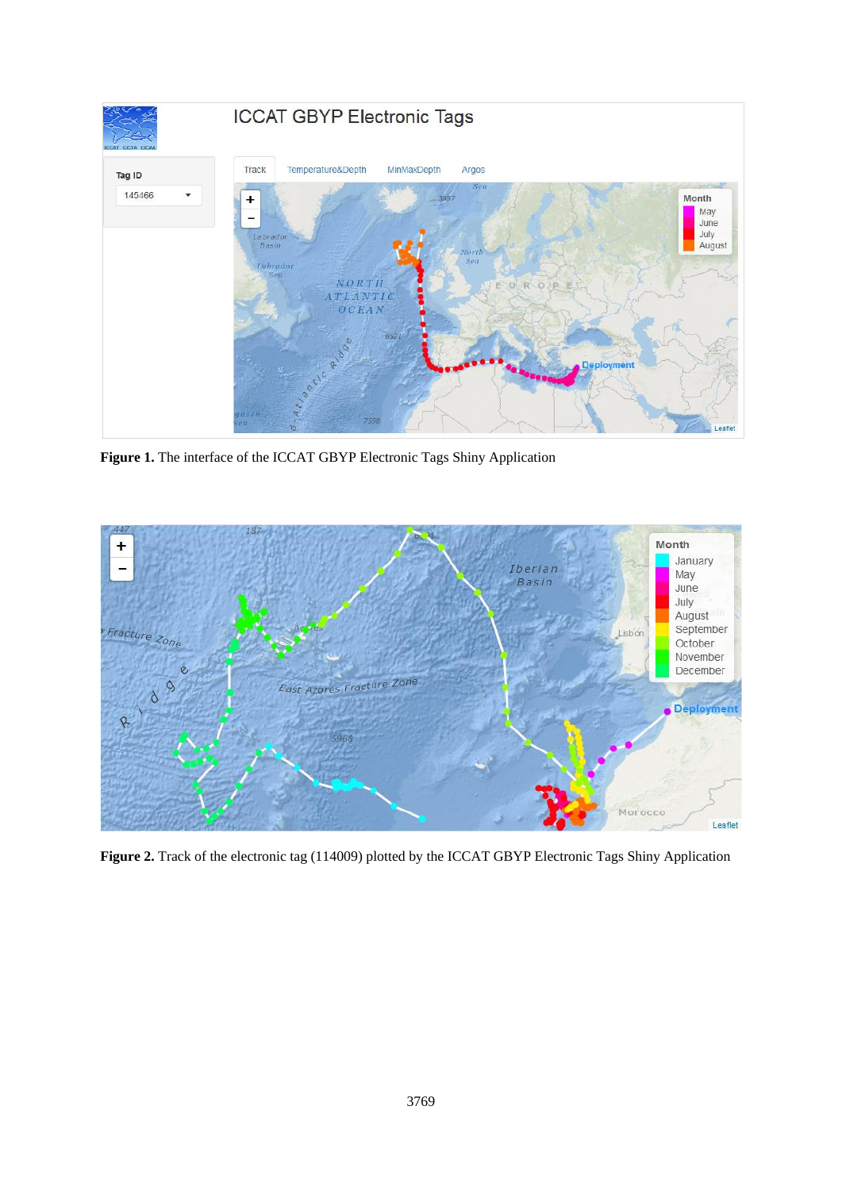**Figure 1.** The interface of the ICCAT GBYP Electronic Tags Shiny Application

**Figure 2.** Track of the electronic tag (114009) plotted by the ICCAT GBYP Electronic Tags Shiny Application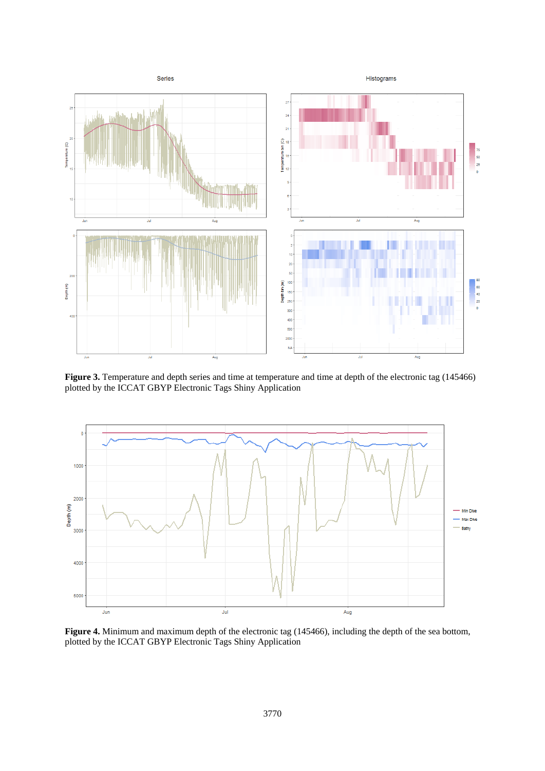**Figure 3.** Temperature and depth series and time at temperature and time at depth of the electronic tag (145466) plotted by the ICCAT GBYP Electronic Tags Shiny Application

**Figure 4.** Minimum and maximum depth of the electronic tag (145466), including the depth of the sea bottom, plotted by the ICCAT GBYP Electronic Tags Shiny Application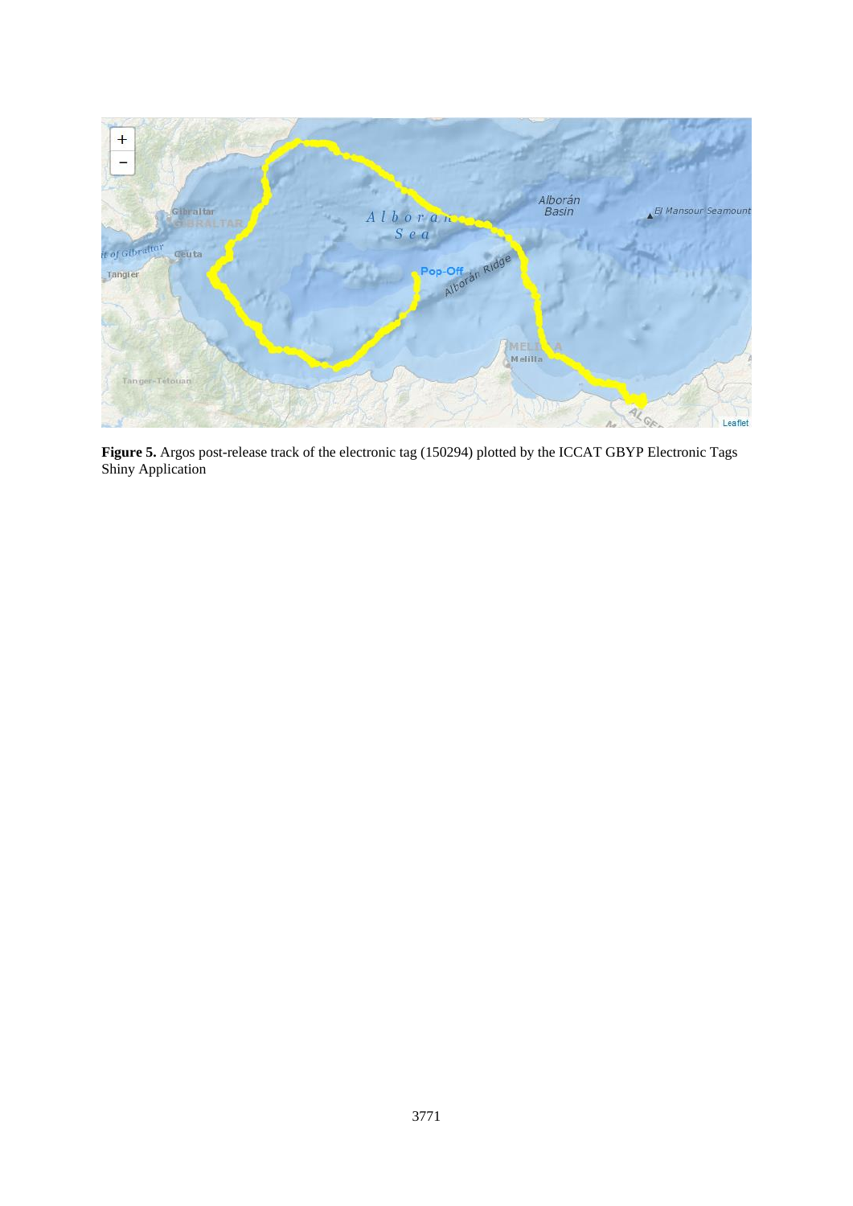Gibraltar
GIBRALTAR
Strait of Gibraltar
Ceuta
Tangier
Tanger-Tetouan
Alboran
Sea
Alborán
Basin
El Mansour Seamount
Pop-Off
Alborán Ridge
MELILLA
Melilla
ALGERIA
Leaflet

**Figure 5.** Argos post-release track of the electronic tag (150294) plotted by the ICCAT GBYP Electronic Tags Shiny Application